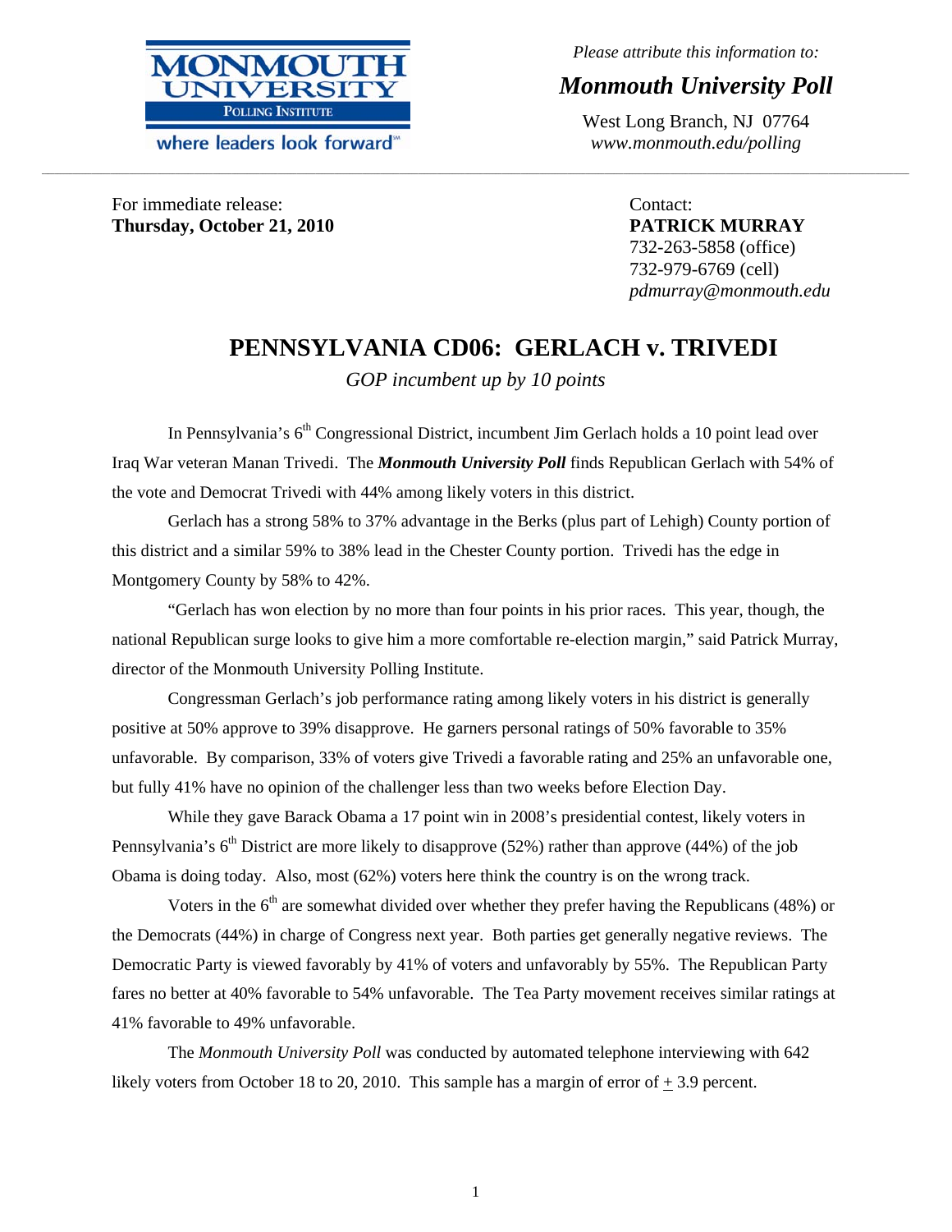MONMOUTH UNIVERSITY
POLLING INSTITUTE
where leaders look forward

*Please attribute this information to:*

***Monmouth University Poll***

West Long Branch, NJ 07764
*www.monmouth.edu/polling*

---

For immediate release:
**Thursday, October 21, 2010**

Contact:
**PATRICK MURRAY**
732-263-5858 (office)
732-979-6769 (cell)
*pdmurray@monmouth.edu*

# PENNSYLVANIA CD06: GERLACH v. TRIVEDI

*GOP incumbent up by 10 points*

In Pennsylvania's 6th Congressional District, incumbent Jim Gerlach holds a 10 point lead over Iraq War veteran Manan Trivedi. The ***Monmouth University Poll*** finds Republican Gerlach with 54% of the vote and Democrat Trivedi with 44% among likely voters in this district.

Gerlach has a strong 58% to 37% advantage in the Berks (plus part of Lehigh) County portion of this district and a similar 59% to 38% lead in the Chester County portion. Trivedi has the edge in Montgomery County by 58% to 42%.

"Gerlach has won election by no more than four points in his prior races. This year, though, the national Republican surge looks to give him a more comfortable re-election margin," said Patrick Murray, director of the Monmouth University Polling Institute.

Congressman Gerlach's job performance rating among likely voters in his district is generally positive at 50% approve to 39% disapprove. He garners personal ratings of 50% favorable to 35% unfavorable. By comparison, 33% of voters give Trivedi a favorable rating and 25% an unfavorable one, but fully 41% have no opinion of the challenger less than two weeks before Election Day.

While they gave Barack Obama a 17 point win in 2008's presidential contest, likely voters in Pennsylvania's 6th District are more likely to disapprove (52%) rather than approve (44%) of the job Obama is doing today. Also, most (62%) voters here think the country is on the wrong track.

Voters in the 6th are somewhat divided over whether they prefer having the Republicans (48%) or the Democrats (44%) in charge of Congress next year. Both parties get generally negative reviews. The Democratic Party is viewed favorably by 41% of voters and unfavorably by 55%. The Republican Party fares no better at 40% favorable to 54% unfavorable. The Tea Party movement receives similar ratings at 41% favorable to 49% unfavorable.

The *Monmouth University Poll* was conducted by automated telephone interviewing with 642 likely voters from October 18 to 20, 2010. This sample has a margin of error of ± 3.9 percent.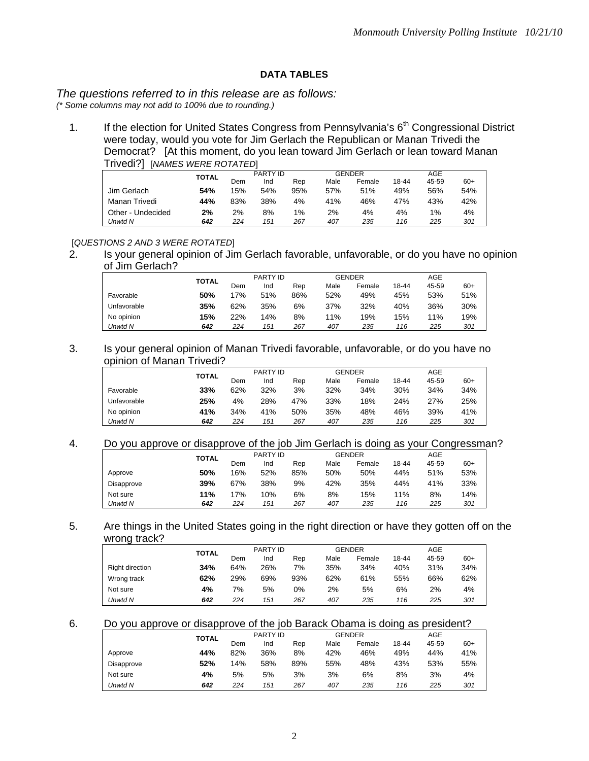**DATA TABLES**

*The questions referred to in this release are as follows:*
*(\* Some columns may not add to 100% due to rounding.)*

1. If the election for United States Congress from Pennsylvania's 6th Congressional District were today, would you vote for Jim Gerlach the Republican or Manan Trivedi the Democrat? [At this moment, do you lean toward Jim Gerlach or lean toward Manan Trivedi?] [*NAMES WERE ROTATED*]

| | TOTAL | PARTY ID | | | GENDER | | AGE | | |
|---|---|---|---|---|---|---|---|---|---|
| | | Dem | Ind | Rep | Male | Female | 18-44 | 45-59 | 60+ |
| Jim Gerlach | **54%** | 15% | 54% | 95% | 57% | 51% | 49% | 56% | 54% |
| Manan Trivedi | **44%** | 83% | 38% | 4% | 41% | 46% | 47% | 43% | 42% |
| Other - Undecided | **2%** | 2% | 8% | 1% | 2% | 4% | 4% | 1% | 4% |
| *Unwtd N* | ***642*** | *224* | *151* | *267* | *407* | *235* | *116* | *225* | *301* |

[*QUESTIONS 2 AND 3 WERE ROTATED*]

2. Is your general opinion of Jim Gerlach favorable, unfavorable, or do you have no opinion of Jim Gerlach?

| | TOTAL | PARTY ID | | | GENDER | | AGE | | |
|---|---|---|---|---|---|---|---|---|---|
| | | Dem | Ind | Rep | Male | Female | 18-44 | 45-59 | 60+ |
| Favorable | **50%** | 17% | 51% | 86% | 52% | 49% | 45% | 53% | 51% |
| Unfavorable | **35%** | 62% | 35% | 6% | 37% | 32% | 40% | 36% | 30% |
| No opinion | **15%** | 22% | 14% | 8% | 11% | 19% | 15% | 11% | 19% |
| *Unwtd N* | ***642*** | *224* | *151* | *267* | *407* | *235* | *116* | *225* | *301* |

3. Is your general opinion of Manan Trivedi favorable, unfavorable, or do you have no opinion of Manan Trivedi?

| | TOTAL | PARTY ID | | | GENDER | | AGE | | |
|---|---|---|---|---|---|---|---|---|---|
| | | Dem | Ind | Rep | Male | Female | 18-44 | 45-59 | 60+ |
| Favorable | **33%** | 62% | 32% | 3% | 32% | 34% | 30% | 34% | 34% |
| Unfavorable | **25%** | 4% | 28% | 47% | 33% | 18% | 24% | 27% | 25% |
| No opinion | **41%** | 34% | 41% | 50% | 35% | 48% | 46% | 39% | 41% |
| *Unwtd N* | ***642*** | *224* | *151* | *267* | *407* | *235* | *116* | *225* | *301* |

4. Do you approve or disapprove of the job Jim Gerlach is doing as your Congressman?

| | TOTAL | PARTY ID | | | GENDER | | AGE | | |
|---|---|---|---|---|---|---|---|---|---|
| | | Dem | Ind | Rep | Male | Female | 18-44 | 45-59 | 60+ |
| Approve | **50%** | 16% | 52% | 85% | 50% | 50% | 44% | 51% | 53% |
| Disapprove | **39%** | 67% | 38% | 9% | 42% | 35% | 44% | 41% | 33% |
| Not sure | **11%** | 17% | 10% | 6% | 8% | 15% | 11% | 8% | 14% |
| *Unwtd N* | ***642*** | *224* | *151* | *267* | *407* | *235* | *116* | *225* | *301* |

5. Are things in the United States going in the right direction or have they gotten off on the wrong track?

| | TOTAL | PARTY ID | | | GENDER | | AGE | | |
|---|---|---|---|---|---|---|---|---|---|
| | | Dem | Ind | Rep | Male | Female | 18-44 | 45-59 | 60+ |
| Right direction | **34%** | 64% | 26% | 7% | 35% | 34% | 40% | 31% | 34% |
| Wrong track | **62%** | 29% | 69% | 93% | 62% | 61% | 55% | 66% | 62% |
| Not sure | **4%** | 7% | 5% | 0% | 2% | 5% | 6% | 2% | 4% |
| *Unwtd N* | ***642*** | *224* | *151* | *267* | *407* | *235* | *116* | *225* | *301* |

6. Do you approve or disapprove of the job Barack Obama is doing as president?

| | TOTAL | PARTY ID | | | GENDER | | AGE | | |
|---|---|---|---|---|---|---|---|---|---|
| | | Dem | Ind | Rep | Male | Female | 18-44 | 45-59 | 60+ |
| Approve | **44%** | 82% | 36% | 8% | 42% | 46% | 49% | 44% | 41% |
| Disapprove | **52%** | 14% | 58% | 89% | 55% | 48% | 43% | 53% | 55% |
| Not sure | **4%** | 5% | 5% | 3% | 3% | 6% | 8% | 3% | 4% |
| *Unwtd N* | ***642*** | *224* | *151* | *267* | *407* | *235* | *116* | *225* | *301* |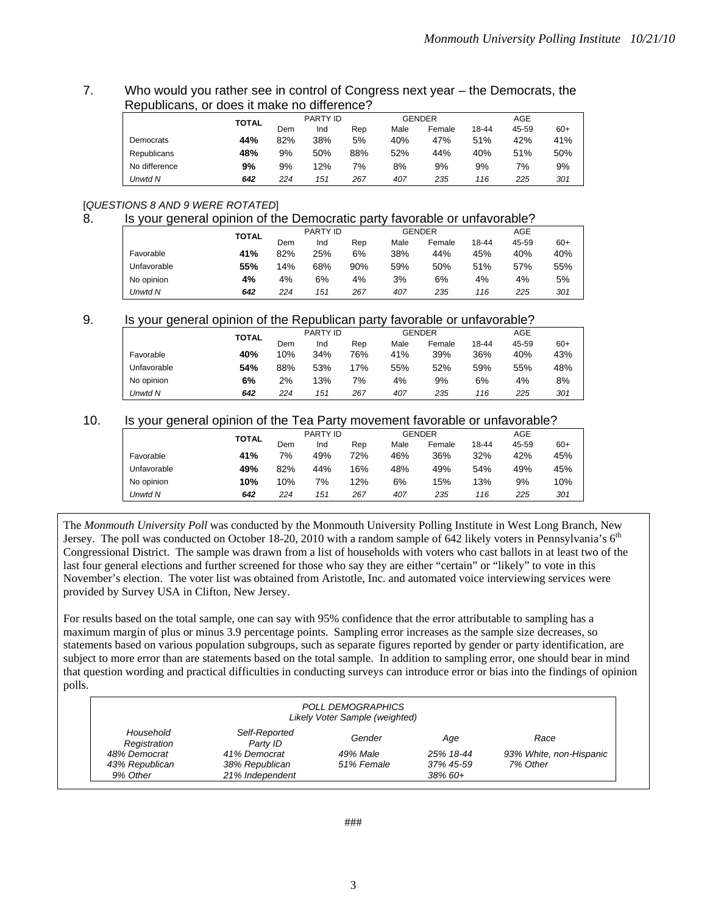7. Who would you rather see in control of Congress next year – the Democrats, the Republicans, or does it make no difference?

| | TOTAL | PARTY ID | | | GENDER | | AGE | | |
|---|---|---|---|---|---|---|---|---|---|
| | | Dem | Ind | Rep | Male | Female | 18-44 | 45-59 | 60+ |
| Democrats | **44%** | 82% | 38% | 5% | 40% | 47% | 51% | 42% | 41% |
| Republicans | **48%** | 9% | 50% | 88% | 52% | 44% | 40% | 51% | 50% |
| No difference | **9%** | 9% | 12% | 7% | 8% | 9% | 9% | 7% | 9% |
| *Unwtd N* | ***642*** | *224* | *151* | *267* | *407* | *235* | *116* | *225* | *301* |

[*QUESTIONS 8 AND 9 WERE ROTATED*]

8. Is your general opinion of the Democratic party favorable or unfavorable?

| | TOTAL | PARTY ID | | | GENDER | | AGE | | |
|---|---|---|---|---|---|---|---|---|---|
| | | Dem | Ind | Rep | Male | Female | 18-44 | 45-59 | 60+ |
| Favorable | **41%** | 82% | 25% | 6% | 38% | 44% | 45% | 40% | 40% |
| Unfavorable | **55%** | 14% | 68% | 90% | 59% | 50% | 51% | 57% | 55% |
| No opinion | **4%** | 4% | 6% | 4% | 3% | 6% | 4% | 4% | 5% |
| *Unwtd N* | ***642*** | *224* | *151* | *267* | *407* | *235* | *116* | *225* | *301* |

9. Is your general opinion of the Republican party favorable or unfavorable?

| | TOTAL | PARTY ID | | | GENDER | | AGE | | |
|---|---|---|---|---|---|---|---|---|---|
| | | Dem | Ind | Rep | Male | Female | 18-44 | 45-59 | 60+ |
| Favorable | **40%** | 10% | 34% | 76% | 41% | 39% | 36% | 40% | 43% |
| Unfavorable | **54%** | 88% | 53% | 17% | 55% | 52% | 59% | 55% | 48% |
| No opinion | **6%** | 2% | 13% | 7% | 4% | 9% | 6% | 4% | 8% |
| *Unwtd N* | ***642*** | *224* | *151* | *267* | *407* | *235* | *116* | *225* | *301* |

10. Is your general opinion of the Tea Party movement favorable or unfavorable?

| | TOTAL | PARTY ID | | | GENDER | | AGE | | |
|---|---|---|---|---|---|---|---|---|---|
| | | Dem | Ind | Rep | Male | Female | 18-44 | 45-59 | 60+ |
| Favorable | **41%** | 7% | 49% | 72% | 46% | 36% | 32% | 42% | 45% |
| Unfavorable | **49%** | 82% | 44% | 16% | 48% | 49% | 54% | 49% | 45% |
| No opinion | **10%** | 10% | 7% | 12% | 6% | 15% | 13% | 9% | 10% |
| *Unwtd N* | ***642*** | *224* | *151* | *267* | *407* | *235* | *116* | *225* | *301* |

The *Monmouth University Poll* was conducted by the Monmouth University Polling Institute in West Long Branch, New Jersey. The poll was conducted on October 18-20, 2010 with a random sample of 642 likely voters in Pennsylvania's 6th Congressional District. The sample was drawn from a list of households with voters who cast ballots in at least two of the last four general elections and further screened for those who say they are either "certain" or "likely" to vote in this November's election. The voter list was obtained from Aristotle, Inc. and automated voice interviewing services were provided by Survey USA in Clifton, New Jersey.

For results based on the total sample, one can say with 95% confidence that the error attributable to sampling has a maximum margin of plus or minus 3.9 percentage points. Sampling error increases as the sample size decreases, so statements based on various population subgroups, such as separate figures reported by gender or party identification, are subject to more error than are statements based on the total sample. In addition to sampling error, one should bear in mind that question wording and practical difficulties in conducting surveys can introduce error or bias into the findings of opinion polls.

*POLL DEMOGRAPHICS*
*Likely Voter Sample (weighted)*

| *Household Registration* | *Self-Reported Party ID* | *Gender* | *Age* | *Race* |
|---|---|---|---|---|
| *48% Democrat* | *41% Democrat* | *49% Male* | *25% 18-44* | *93% White, non-Hispanic* |
| *43% Republican* | *38% Republican* | *51% Female* | *37% 45-59* | *7% Other* |
| *9% Other* | *21% Independent* | | *38% 60+* | |

###